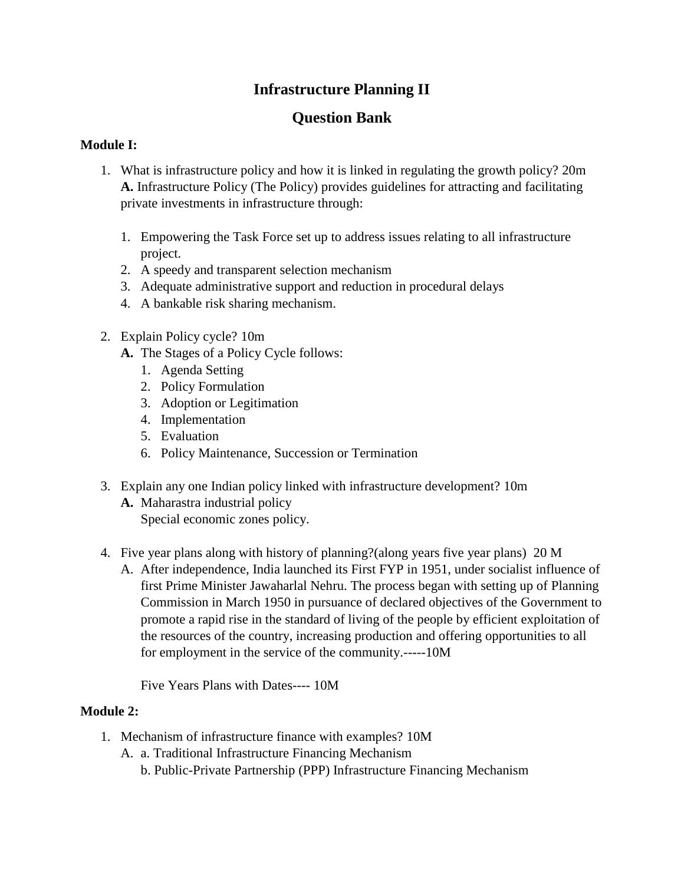# Infrastructure Planning II

## Question Bank

**Module I:**

1. What is infrastructure policy and how it is linked in regulating the growth policy? 20m
   **A.** Infrastructure Policy (The Policy) provides guidelines for attracting and facilitating private investments in infrastructure through:

   1. Empowering the Task Force set up to address issues relating to all infrastructure project.
   2. A speedy and transparent selection mechanism
   3. Adequate administrative support and reduction in procedural delays
   4. A bankable risk sharing mechanism.

2. Explain Policy cycle? 10m
   **A.** The Stages of a Policy Cycle follows:
      1. Agenda Setting
      2. Policy Formulation
      3. Adoption or Legitimation
      4. Implementation
      5. Evaluation
      6. Policy Maintenance, Succession or Termination

3. Explain any one Indian policy linked with infrastructure development? 10m
   **A.** Maharastra industrial policy
      Special economic zones policy.

4. Five year plans along with history of planning?(along years five year plans) 20 M
   A. After independence, India launched its First FYP in 1951, under socialist influence of first Prime Minister Jawaharlal Nehru. The process began with setting up of Planning Commission in March 1950 in pursuance of declared objectives of the Government to promote a rapid rise in the standard of living of the people by efficient exploitation of the resources of the country, increasing production and offering opportunities to all for employment in the service of the community.-----10M

      Five Years Plans with Dates---- 10M

**Module 2:**

1. Mechanism of infrastructure finance with examples? 10M
   A. a. Traditional Infrastructure Financing Mechanism
      b. Public-Private Partnership (PPP) Infrastructure Financing Mechanism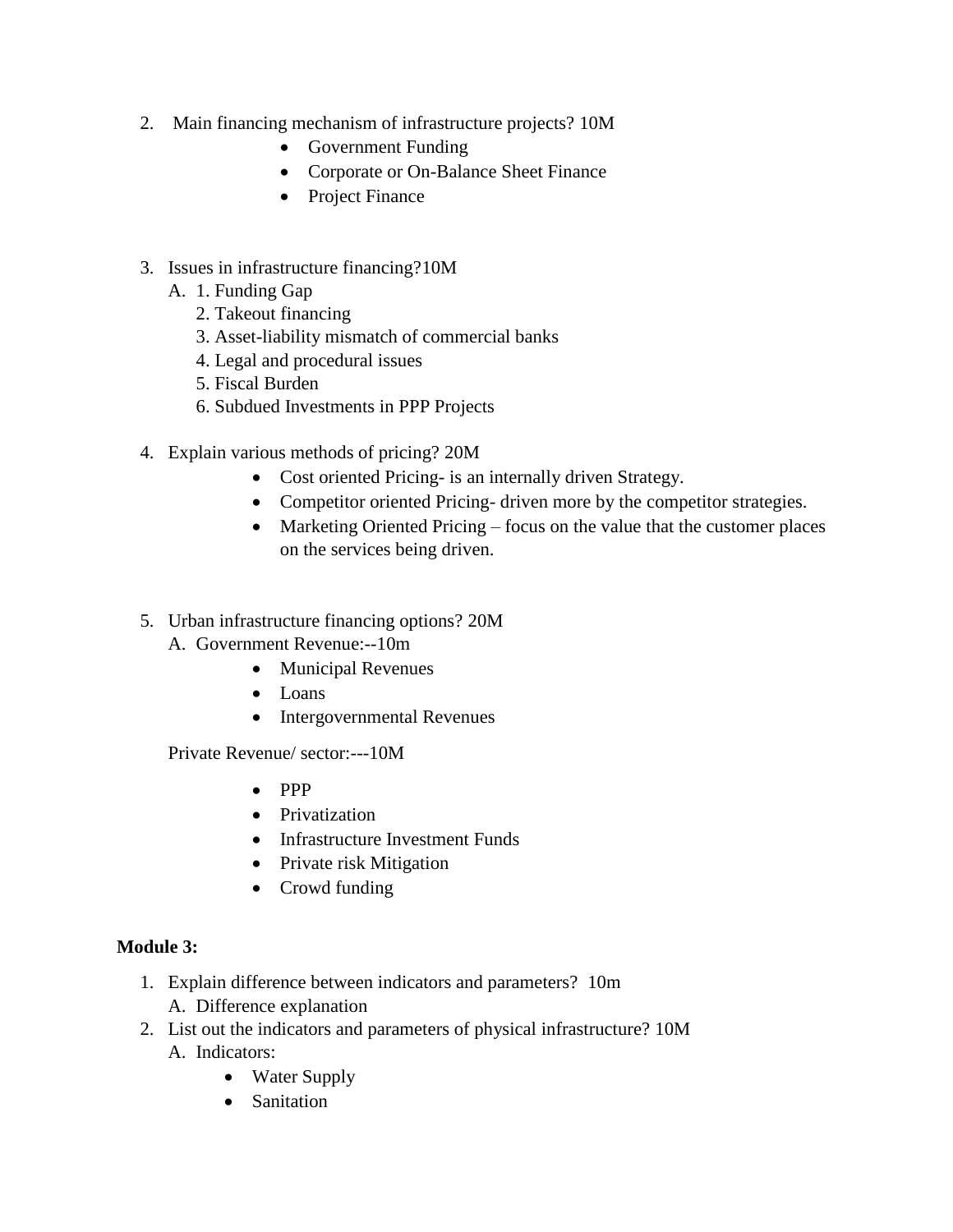2. Main financing mechanism of infrastructure projects? 10M
    - Government Funding
    - Corporate or On-Balance Sheet Finance
    - Project Finance

3. Issues in infrastructure financing?10M
    A. 1. Funding Gap
       2. Takeout financing
       3. Asset-liability mismatch of commercial banks
       4. Legal and procedural issues
       5. Fiscal Burden
       6. Subdued Investments in PPP Projects

4. Explain various methods of pricing? 20M
    - Cost oriented Pricing- is an internally driven Strategy.
    - Competitor oriented Pricing- driven more by the competitor strategies.
    - Marketing Oriented Pricing – focus on the value that the customer places on the services being driven.

5. Urban infrastructure financing options? 20M
    A. Government Revenue:--10m
        - Municipal Revenues
        - Loans
        - Intergovernmental Revenues

    Private Revenue/ sector:---10M

    - PPP
    - Privatization
    - Infrastructure Investment Funds
    - Private risk Mitigation
    - Crowd funding

**Module 3:**

1. Explain difference between indicators and parameters? 10m
    A. Difference explanation
2. List out the indicators and parameters of physical infrastructure? 10M
    A. Indicators:
        - Water Supply
        - Sanitation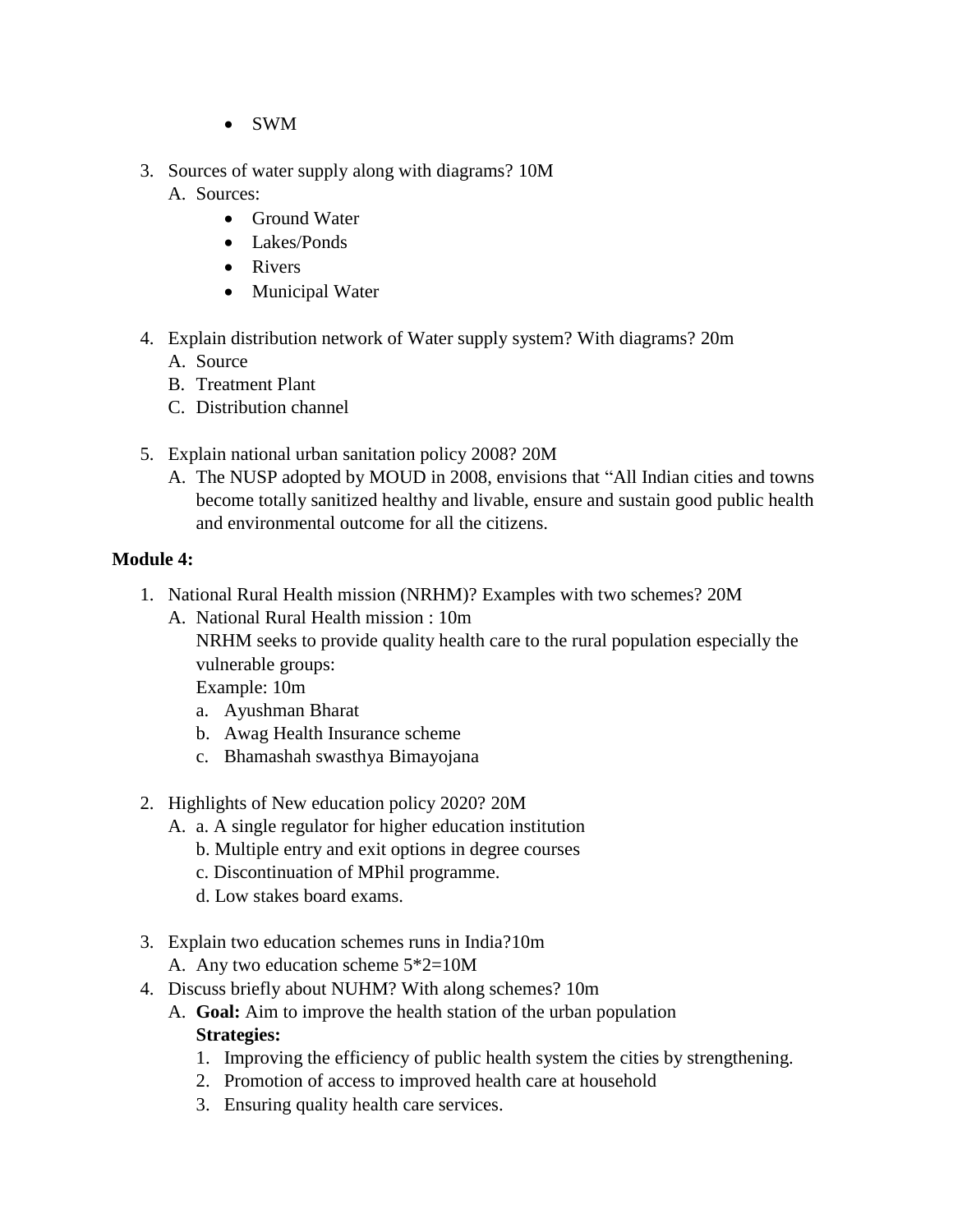- SWM

3. Sources of water supply along with diagrams? 10M
   A. Sources:
      - Ground Water
      - Lakes/Ponds
      - Rivers
      - Municipal Water

4. Explain distribution network of Water supply system? With diagrams? 20m
   A. Source
   B. Treatment Plant
   C. Distribution channel

5. Explain national urban sanitation policy 2008? 20M
   A. The NUSP adopted by MOUD in 2008, envisions that "All Indian cities and towns become totally sanitized healthy and livable, ensure and sustain good public health and environmental outcome for all the citizens.

**Module 4:**

1. National Rural Health mission (NRHM)? Examples with two schemes? 20M
   A. National Rural Health mission : 10m
      NRHM seeks to provide quality health care to the rural population especially the vulnerable groups:
      Example: 10m
      a. Ayushman Bharat
      b. Awag Health Insurance scheme
      c. Bhamashah swasthya Bimayojana

2. Highlights of New education policy 2020? 20M
   A. a. A single regulator for higher education institution
      b. Multiple entry and exit options in degree courses
      c. Discontinuation of MPhil programme.
      d. Low stakes board exams.

3. Explain two education schemes runs in India?10m
   A. Any two education scheme 5*2=10M
4. Discuss briefly about NUHM? With along schemes? 10m
   A. **Goal:** Aim to improve the health station of the urban population
      **Strategies:**
      1. Improving the efficiency of public health system the cities by strengthening.
      2. Promotion of access to improved health care at household
      3. Ensuring quality health care services.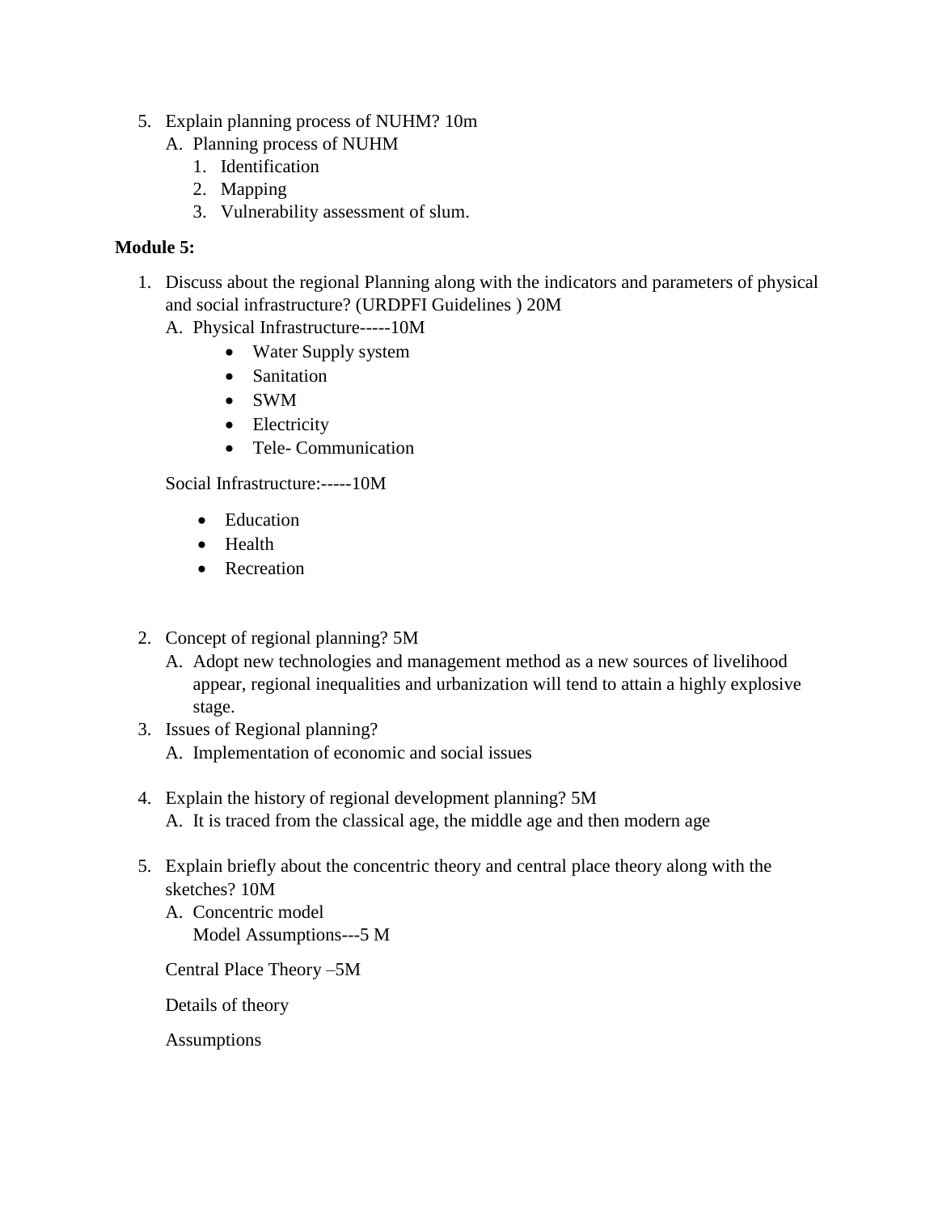5. Explain planning process of NUHM? 10m
   A. Planning process of NUHM
      1. Identification
      2. Mapping
      3. Vulnerability assessment of slum.

**Module 5:**

1. Discuss about the regional Planning along with the indicators and parameters of physical and social infrastructure? (URDPFI Guidelines ) 20M
   A. Physical Infrastructure-----10M
      - Water Supply system
      - Sanitation
      - SWM
      - Electricity
      - Tele- Communication

   Social Infrastructure:-----10M

   - Education
   - Health
   - Recreation

2. Concept of regional planning? 5M
   A. Adopt new technologies and management method as a new sources of livelihood appear, regional inequalities and urbanization will tend to attain a highly explosive stage.
3. Issues of Regional planning?
   A. Implementation of economic and social issues

4. Explain the history of regional development planning? 5M
   A. It is traced from the classical age, the middle age and then modern age

5. Explain briefly about the concentric theory and central place theory along with the sketches? 10M
   A. Concentric model
      Model Assumptions---5 M

   Central Place Theory –5M

   Details of theory

   Assumptions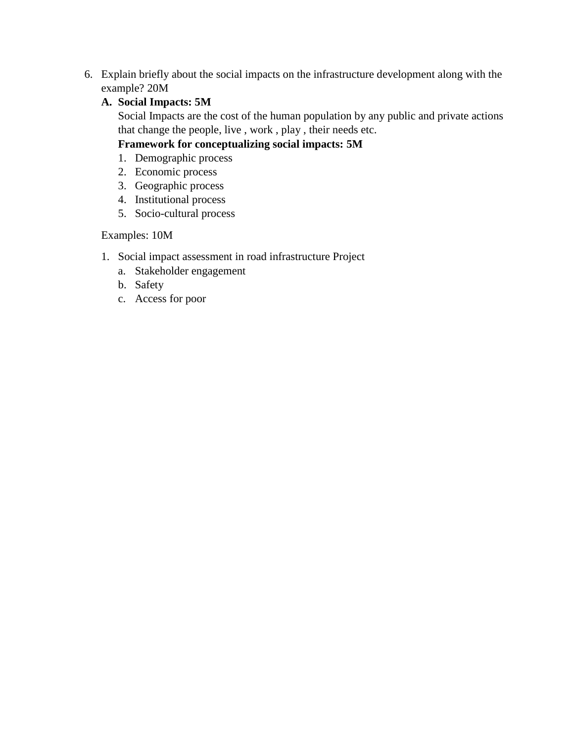6. Explain briefly about the social impacts on the infrastructure development along with the example? 20M

   **A. Social Impacts: 5M**

   Social Impacts are the cost of the human population by any public and private actions that change the people, live , work , play , their needs etc.

   **Framework for conceptualizing social impacts: 5M**

   1. Demographic process
   2. Economic process
   3. Geographic process
   4. Institutional process
   5. Socio-cultural process

   Examples: 10M

   1. Social impact assessment in road infrastructure Project
      a. Stakeholder engagement
      b. Safety
      c. Access for poor